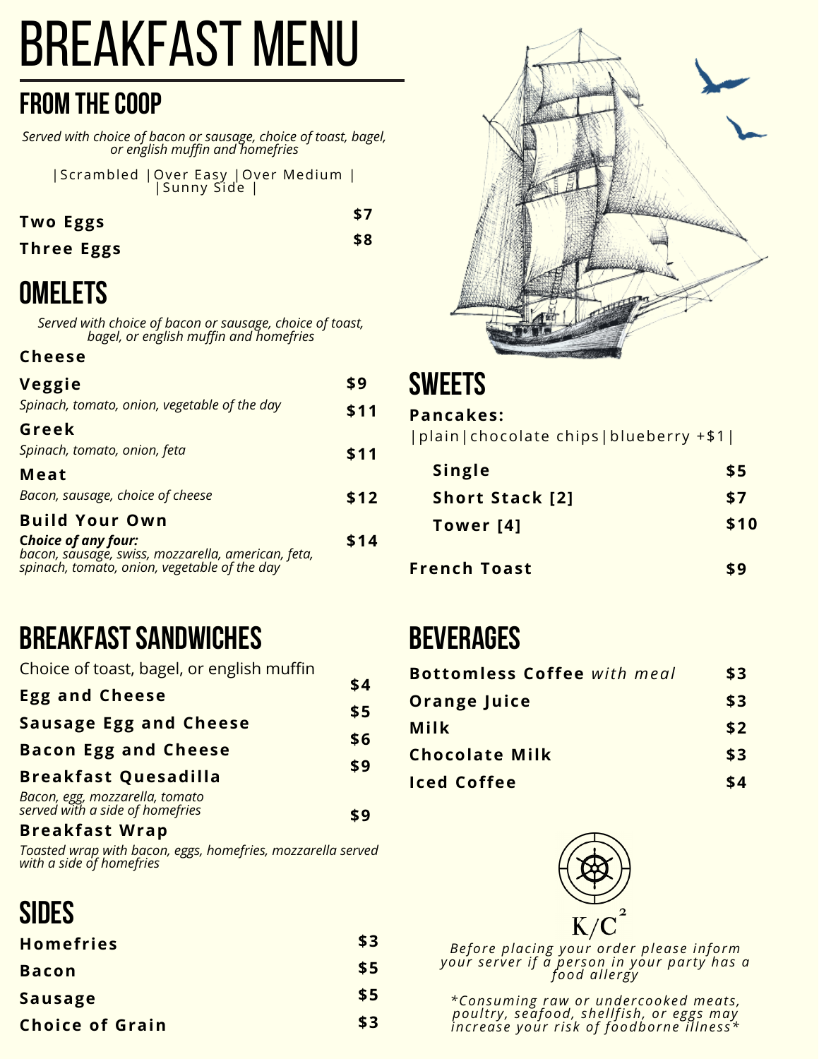# BREAKFAST MENU

## FROM THE COOP

*Served with choice of bacon or sausage, choice of toast, bagel, or english muffin and homefries*

|Scrambled |Over Easy |Over Medium | |Sunny Side |

| Item | Price |
|---|---|
| **Two Eggs** | $7 |
| **Three Eggs** | $8 |

## OMELETS

*Served with choice of bacon or sausage, choice of toast, bagel, or english muffin and homefries*

| Item | Price |
|---|---|
| **Cheese** | $9 |
| **Veggie** <br> *Spinach, tomato, onion, vegetable of the day* | $11 |
| **Greek** <br> *Spinach, tomato, onion, feta* | $11 |
| **Meat** <br> *Bacon, sausage, choice of cheese* | $12 |
| **Build Your Own** <br> ***Choice of any four:*** *bacon, sausage, swiss, mozzarella, american, feta, spinach, tomato, onion, vegetable of the day* | $14 |

## BREAKFAST SANDWICHES

Choice of toast, bagel, or english muffin

| Item | Price |
|---|---|
| **Egg and Cheese** | $4 |
| **Sausage Egg and Cheese** | $5 |
| **Bacon Egg and Cheese** | $6 |
| **Breakfast Quesadilla** <br> *Bacon, egg, mozzarella, tomato served with a side of homefries* | $9 |
| **Breakfast Wrap** <br> *Toasted wrap with bacon, eggs, homefries, mozzarella served with a side of homefries* | $9 |

## SIDES

| Item | Price |
|---|---|
| **Homefries** | $3 |
| **Bacon** | $5 |
| **Sausage** | $5 |
| **Choice of Grain** | $3 |

## SWEETS

**Pancakes:**

|plain|chocolate chips|blueberry +$1|

| Item | Price |
|---|---|
| **Single** | $5 |
| **Short Stack [2]** | $7 |
| **Tower [4]** | $10 |
| **French Toast** | $9 |

## BEVERAGES

| Item | Price |
|---|---|
| **Bottomless Coffee** *with meal* | $3 |
| **Orange Juice** | $3 |
| **Milk** | $2 |
| **Chocolate Milk** | $3 |
| **Iced Coffee** | $4 |

$K/C^2$

*Before placing your order please inform your server if a person in your party has a food allergy*

*\*Consuming raw or undercooked meats, poultry, seafood, shellfish, or eggs may increase your risk of foodborne illness\**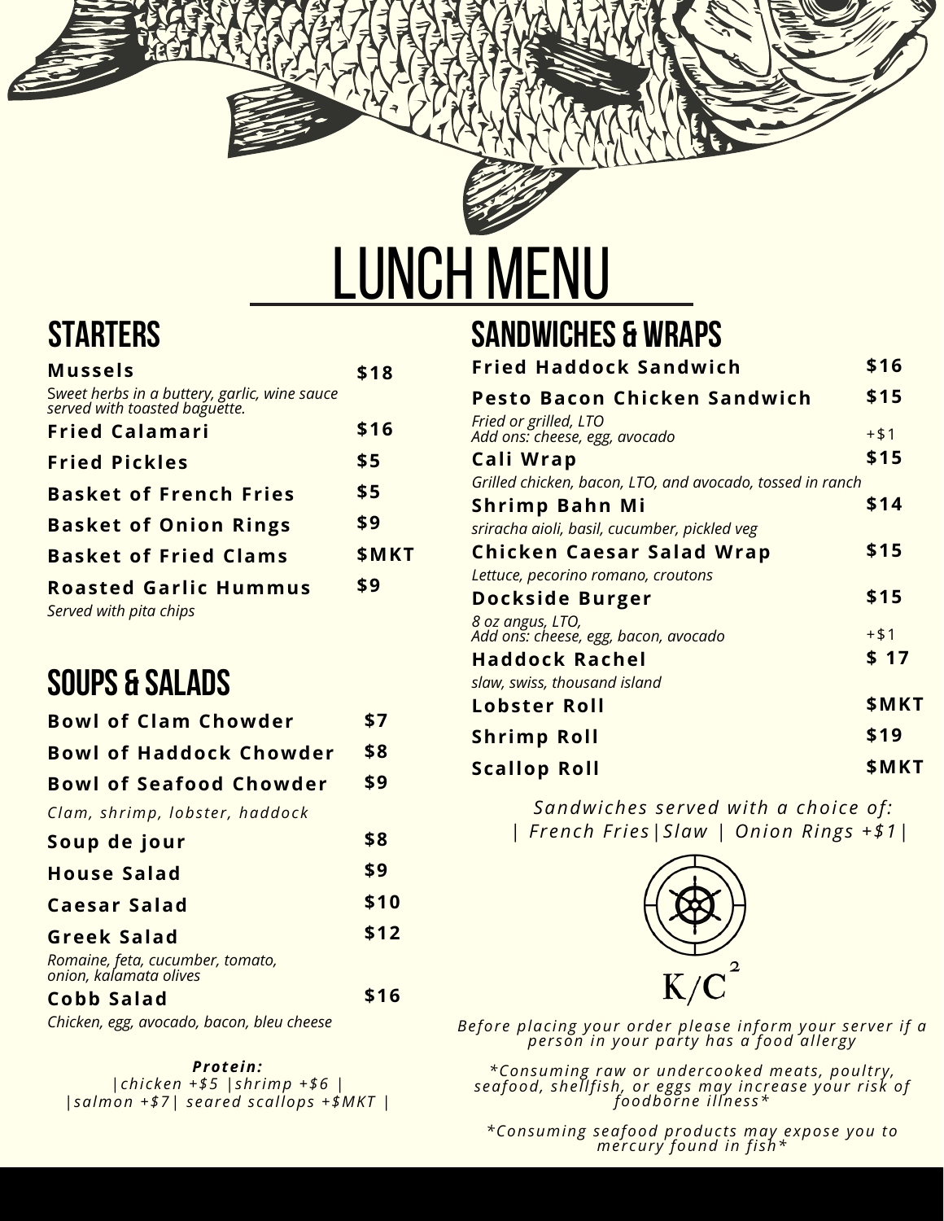# LUNCH MENU

## STARTERS

| Item | Price |
| --- | --- |
| **Mussels**<br>*Sweet herbs in a buttery, garlic, wine sauce served with toasted baguette.* | **$18** |
| **Fried Calamari** | **$16** |
| **Fried Pickles** | **$5** |
| **Basket of French Fries** | **$5** |
| **Basket of Onion Rings** | **$9** |
| **Basket of Fried Clams** | **$MKT** |
| **Roasted Garlic Hummus**<br>*Served with pita chips* | **$9** |

## SOUPS & SALADS

| Item | Price |
| --- | --- |
| **Bowl of Clam Chowder** | **$7** |
| **Bowl of Haddock Chowder** | **$8** |
| **Bowl of Seafood Chowder**<br>*Clam, shrimp, lobster, haddock* | **$9** |
| **Soup de jour** | **$8** |
| **House Salad** | **$9** |
| **Caesar Salad** | **$10** |
| **Greek Salad**<br>*Romaine, feta, cucumber, tomato, onion, kalamata olives* | **$12** |
| **Cobb Salad**<br>*Chicken, egg, avocado, bacon, bleu cheese* | **$16** |

***Protein:***
*|chicken +$5 |shrimp +$6 | |salmon +$7| seared scallops +$MKT |*

## SANDWICHES & WRAPS

| Item | Price |
| --- | --- |
| **Fried Haddock Sandwich** | **$16** |
| **Pesto Bacon Chicken Sandwich**<br>*Fried or grilled, LTO*<br>*Add ons: cheese, egg, avocado* | **$15**<br>+$1 |
| **Cali Wrap**<br>*Grilled chicken, bacon, LTO, and avocado, tossed in ranch* | **$15** |
| **Shrimp Bahn Mi**<br>*sriracha aioli, basil, cucumber, pickled veg* | **$14** |
| **Chicken Caesar Salad Wrap**<br>*Lettuce, pecorino romano, croutons* | **$15** |
| **Dockside Burger**<br>*8 oz angus, LTO,*<br>*Add ons: cheese, egg, bacon, avocado* | **$15**<br>+$1 |
| **Haddock Rachel**<br>*slaw, swiss, thousand island* | **$ 17** |
| **Lobster Roll** | **$MKT** |
| **Shrimp Roll** | **$19** |
| **Scallop Roll** | **$MKT** |

*Sandwiches served with a choice of:*
*| French Fries|Slaw | Onion Rings +$1|*

K/C²

*Before placing your order please inform your server if a person in your party has a food allergy*

**Consuming raw or undercooked meats, poultry, seafood, shellfish, or eggs may increase your risk of foodborne illness**

**Consuming seafood products may expose you to mercury found in fish**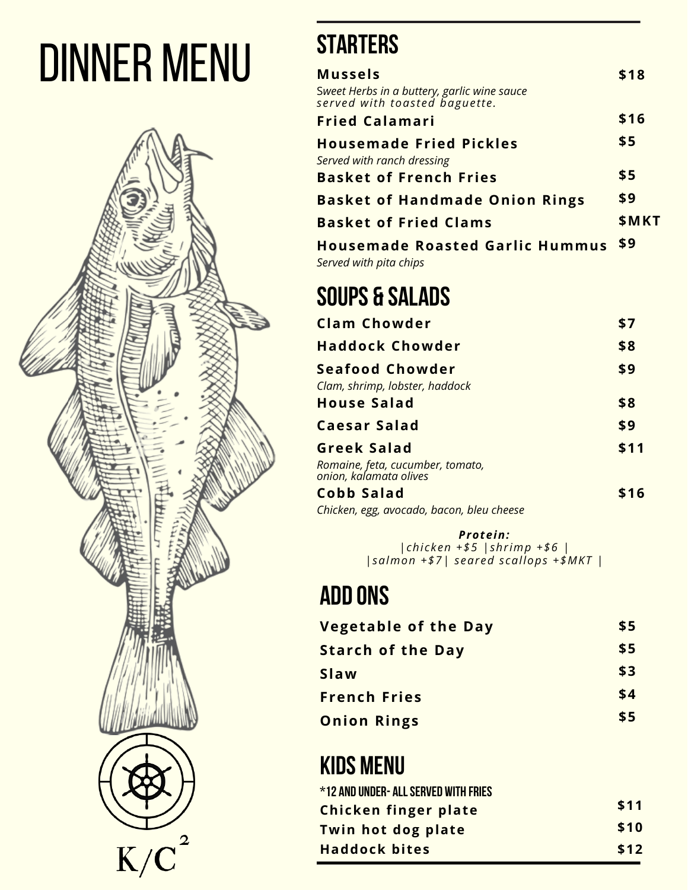# DINNER MENU

## STARTERS

| | |
|---|---|
| **Mussels**<br>*Sweet Herbs in a buttery, garlic wine sauce served with toasted baguette.* | **$18** |
| **Fried Calamari** | **$16** |
| **Housemade Fried Pickles**<br>*Served with ranch dressing* | **$5** |
| **Basket of French Fries** | **$5** |
| **Basket of Handmade Onion Rings** | **$9** |
| **Basket of Fried Clams** | **$MKT** |
| **Housemade Roasted Garlic Hummus**<br>*Served with pita chips* | **$9** |

## SOUPS & SALADS

| | |
|---|---|
| **Clam Chowder** | **$7** |
| **Haddock Chowder** | **$8** |
| **Seafood Chowder**<br>*Clam, shrimp, lobster, haddock* | **$9** |
| **House Salad** | **$8** |
| **Caesar Salad** | **$9** |
| **Greek Salad**<br>*Romaine, feta, cucumber, tomato, onion, kalamata olives* | **$11** |
| **Cobb Salad**<br>*Chicken, egg, avocado, bacon, bleu cheese* | **$16** |

***Protein:***
*|chicken +$5 |shrimp +$6 |*
*|salmon +$7| seared scallops +$MKT |*

## ADD ONS

| | |
|---|---|
| **Vegetable of the Day** | **$5** |
| **Starch of the Day** | **$5** |
| **Slaw** | **$3** |
| **French Fries** | **$4** |
| **Onion Rings** | **$5** |

## KIDS MENU

*12 AND UNDER- ALL SERVED WITH FRIES

| | |
|---|---|
| **Chicken finger plate** | **$11** |
| **Twin hot dog plate** | **$10** |
| **Haddock bites** | **$12** |

K/C[2]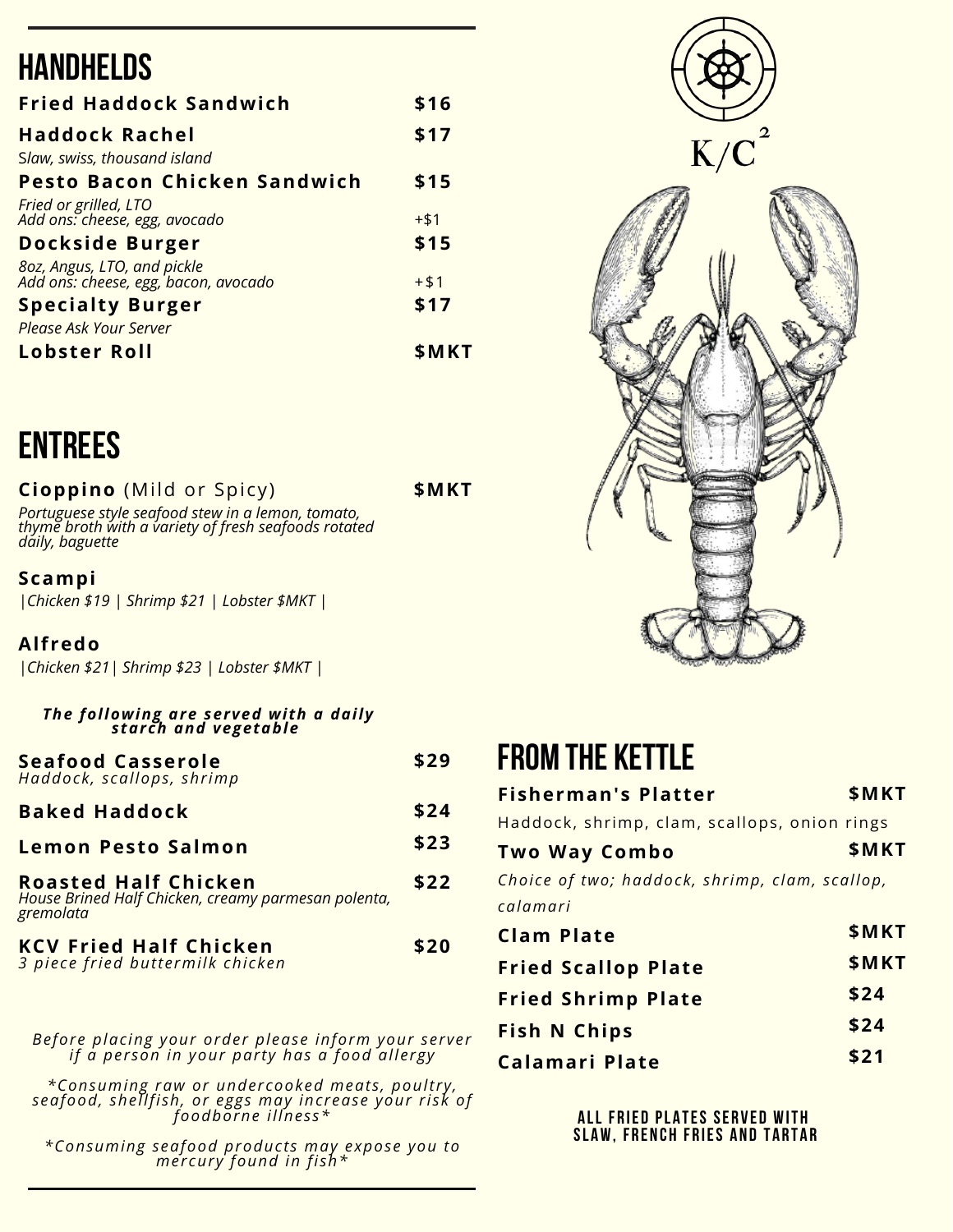## HANDHELDS

**Fried Haddock Sandwich** **$16**

**Haddock Rachel** **$17**
Slaw, swiss, thousand island

**Pesto Bacon Chicken Sandwich** **$15**
*Fried or grilled, LTO*
*Add ons: cheese, egg, avocado* +$1

**Dockside Burger** **$15**
*8oz, Angus, LTO, and pickle*
*Add ons: cheese, egg, bacon, avocado* +$1

**Specialty Burger** **$17**
*Please Ask Your Server*

**Lobster Roll** **$MKT**

## ENTREES

**Cioppino** (Mild or Spicy) **$MKT**
*Portuguese style seafood stew in a lemon, tomato, thyme broth with a variety of fresh seafoods rotated daily, baguette*

**Scampi**
*|Chicken $19 | Shrimp $21 | Lobster $MKT |*

**Alfredo**
*|Chicken $21| Shrimp $23 | Lobster $MKT |*

***The following are served with a daily starch and vegetable***

**Seafood Casserole** **$29**
*Haddock, scallops, shrimp*

**Baked Haddock** **$24**

**Lemon Pesto Salmon** **$23**

**Roasted Half Chicken** **$22**
*House Brined Half Chicken, creamy parmesan polenta, gremolata*

**KCV Fried Half Chicken** **$20**
*3 piece fried buttermilk chicken*

*Before placing your order please inform your server if a person in your party has a food allergy*

*\*Consuming raw or undercooked meats, poultry, seafood, shellfish, or eggs may increase your risk of foodborne illness\**

*\*Consuming seafood products may expose you to mercury found in fish\**

K/C[2]

## FROM THE KETTLE

**Fisherman's Platter** **$MKT**
Haddock, shrimp, clam, scallops, onion rings

**Two Way Combo** **$MKT**
*Choice of two; haddock, shrimp, clam, scallop, calamari*

**Clam Plate** **$MKT**

**Fried Scallop Plate** **$MKT**

**Fried Shrimp Plate** **$24**

**Fish N Chips** **$24**

**Calamari Plate** **$21**

**ALL FRIED PLATES SERVED WITH SLAW, FRENCH FRIES AND TARTAR**